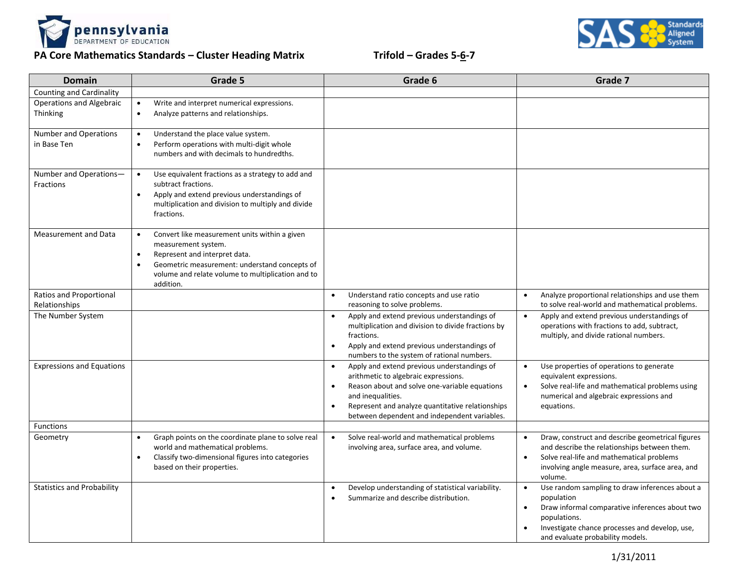pennsylvania
DEPARTMENT OF EDUCATION

# PA Core Mathematics Standards – Cluster Heading Matrix

## Trifold – Grades 5-<u>6</u>-7

| Domain | Grade 5 | Grade 6 | Grade 7 |
|---|---|---|---|
| Counting and Cardinality | | | |
| Operations and Algebraic Thinking | • Write and interpret numerical expressions.<br>• Analyze patterns and relationships. | | |
| Number and Operations in Base Ten | • Understand the place value system.<br>• Perform operations with multi-digit whole numbers and with decimals to hundredths. | | |
| Number and Operations—Fractions | • Use equivalent fractions as a strategy to add and subtract fractions.<br>• Apply and extend previous understandings of multiplication and division to multiply and divide fractions. | | |
| Measurement and Data | • Convert like measurement units within a given measurement system.<br>• Represent and interpret data.<br>• Geometric measurement: understand concepts of volume and relate volume to multiplication and to addition. | | |
| Ratios and Proportional Relationships | | • Understand ratio concepts and use ratio reasoning to solve problems. | • Analyze proportional relationships and use them to solve real-world and mathematical problems. |
| The Number System | | • Apply and extend previous understandings of multiplication and division to divide fractions by fractions.<br>• Apply and extend previous understandings of numbers to the system of rational numbers. | • Apply and extend previous understandings of operations with fractions to add, subtract, multiply, and divide rational numbers. |
| Expressions and Equations | | • Apply and extend previous understandings of arithmetic to algebraic expressions.<br>• Reason about and solve one-variable equations and inequalities.<br>• Represent and analyze quantitative relationships between dependent and independent variables. | • Use properties of operations to generate equivalent expressions.<br>• Solve real-life and mathematical problems using numerical and algebraic expressions and equations. |
| Functions | | | |
| Geometry | • Graph points on the coordinate plane to solve real world and mathematical problems.<br>• Classify two-dimensional figures into categories based on their properties. | • Solve real-world and mathematical problems involving area, surface area, and volume. | • Draw, construct and describe geometrical figures and describe the relationships between them.<br>• Solve real-life and mathematical problems involving angle measure, area, surface area, and volume. |
| Statistics and Probability | | • Develop understanding of statistical variability.<br>• Summarize and describe distribution. | • Use random sampling to draw inferences about a population<br>• Draw informal comparative inferences about two populations.<br>• Investigate chance processes and develop, use, and evaluate probability models. |

1/31/2011